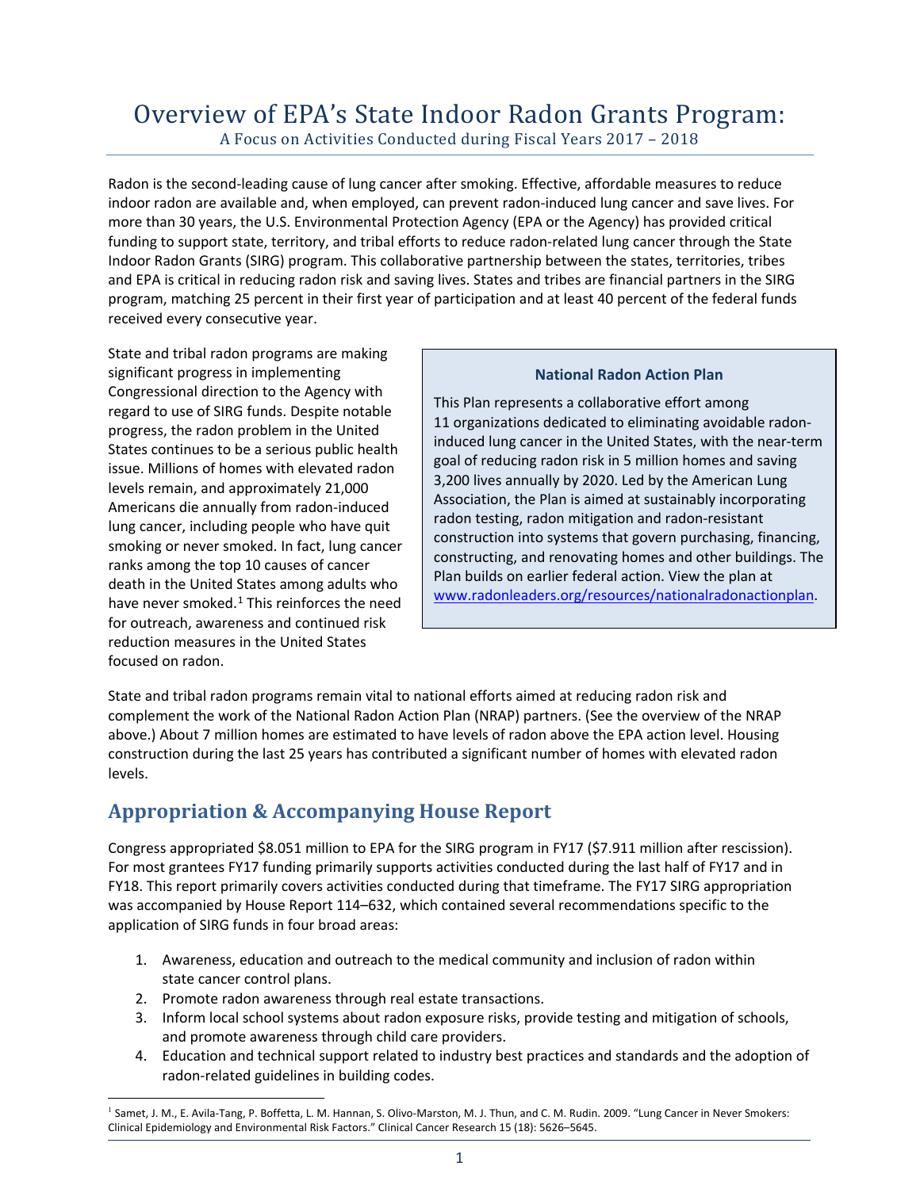# Overview of EPA's State Indoor Radon Grants Program:

A Focus on Activities Conducted during Fiscal Years 2017 – 2018

Radon is the second-leading cause of lung cancer after smoking. Effective, affordable measures to reduce indoor radon are available and, when employed, can prevent radon-induced lung cancer and save lives. For more than 30 years, the U.S. Environmental Protection Agency (EPA or the Agency) has provided critical funding to support state, territory, and tribal efforts to reduce radon-related lung cancer through the State Indoor Radon Grants (SIRG) program. This collaborative partnership between the states, territories, tribes and EPA is critical in reducing radon risk and saving lives. States and tribes are financial partners in the SIRG program, matching 25 percent in their first year of participation and at least 40 percent of the federal funds received every consecutive year.

State and tribal radon programs are making significant progress in implementing Congressional direction to the Agency with regard to use of SIRG funds. Despite notable progress, the radon problem in the United States continues to be a serious public health issue. Millions of homes with elevated radon levels remain, and approximately 21,000 Americans die annually from radon-induced lung cancer, including people who have quit smoking or never smoked. In fact, lung cancer ranks among the top 10 causes of cancer death in the United States among adults who have never smoked.[1] This reinforces the need for outreach, awareness and continued risk reduction measures in the United States focused on radon.

> **National Radon Action Plan**
>
> This Plan represents a collaborative effort among 11 organizations dedicated to eliminating avoidable radon-induced lung cancer in the United States, with the near-term goal of reducing radon risk in 5 million homes and saving 3,200 lives annually by 2020. Led by the American Lung Association, the Plan is aimed at sustainably incorporating radon testing, radon mitigation and radon-resistant construction into systems that govern purchasing, financing, constructing, and renovating homes and other buildings. The Plan builds on earlier federal action. View the plan at [www.radonleaders.org/resources/nationalradonactionplan](www.radonleaders.org/resources/nationalradonactionplan).

State and tribal radon programs remain vital to national efforts aimed at reducing radon risk and complement the work of the National Radon Action Plan (NRAP) partners. (See the overview of the NRAP above.) About 7 million homes are estimated to have levels of radon above the EPA action level. Housing construction during the last 25 years has contributed a significant number of homes with elevated radon levels.

## Appropriation & Accompanying House Report

Congress appropriated $8.051 million to EPA for the SIRG program in FY17 ($7.911 million after rescission). For most grantees FY17 funding primarily supports activities conducted during the last half of FY17 and in FY18. This report primarily covers activities conducted during that timeframe. The FY17 SIRG appropriation was accompanied by House Report 114–632, which contained several recommendations specific to the application of SIRG funds in four broad areas:

1. Awareness, education and outreach to the medical community and inclusion of radon within state cancer control plans.
2. Promote radon awareness through real estate transactions.
3. Inform local school systems about radon exposure risks, provide testing and mitigation of schools, and promote awareness through child care providers.
4. Education and technical support related to industry best practices and standards and the adoption of radon-related guidelines in building codes.

[1] Samet, J. M., E. Avila-Tang, P. Boffetta, L. M. Hannan, S. Olivo-Marston, M. J. Thun, and C. M. Rudin. 2009. "Lung Cancer in Never Smokers: Clinical Epidemiology and Environmental Risk Factors." Clinical Cancer Research 15 (18): 5626–5645.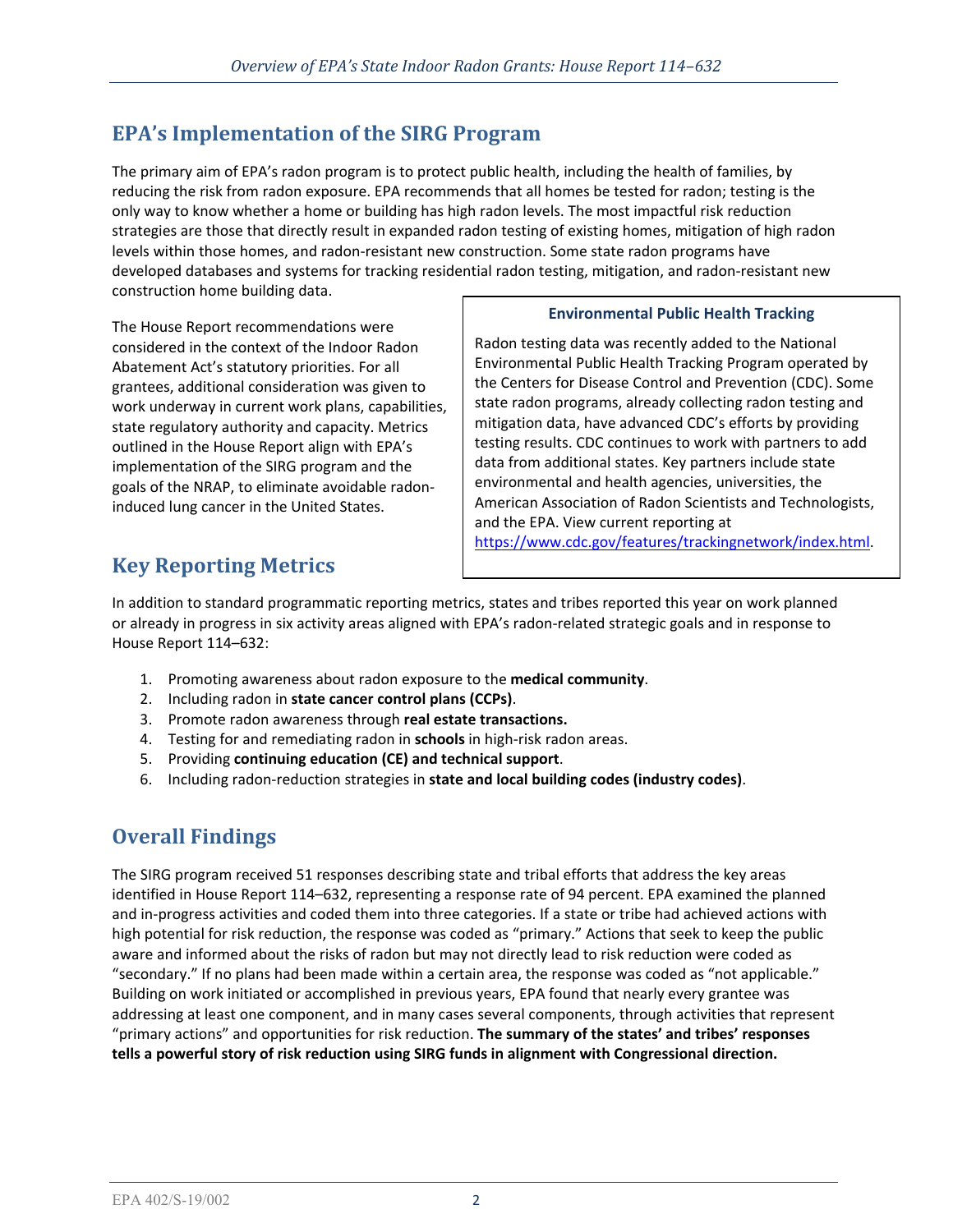## EPA's Implementation of the SIRG Program

The primary aim of EPA's radon program is to protect public health, including the health of families, by reducing the risk from radon exposure. EPA recommends that all homes be tested for radon; testing is the only way to know whether a home or building has high radon levels. The most impactful risk reduction strategies are those that directly result in expanded radon testing of existing homes, mitigation of high radon levels within those homes, and radon-resistant new construction. Some state radon programs have developed databases and systems for tracking residential radon testing, mitigation, and radon-resistant new construction home building data.

The House Report recommendations were considered in the context of the Indoor Radon Abatement Act's statutory priorities. For all grantees, additional consideration was given to work underway in current work plans, capabilities, state regulatory authority and capacity. Metrics outlined in the House Report align with EPA's implementation of the SIRG program and the goals of the NRAP, to eliminate avoidable radon-induced lung cancer in the United States.

**Environmental Public Health Tracking**

Radon testing data was recently added to the National Environmental Public Health Tracking Program operated by the Centers for Disease Control and Prevention (CDC). Some state radon programs, already collecting radon testing and mitigation data, have advanced CDC's efforts by providing testing results. CDC continues to work with partners to add data from additional states. Key partners include state environmental and health agencies, universities, the American Association of Radon Scientists and Technologists, and the EPA. View current reporting at https://www.cdc.gov/features/trackingnetwork/index.html.

## Key Reporting Metrics

In addition to standard programmatic reporting metrics, states and tribes reported this year on work planned or already in progress in six activity areas aligned with EPA's radon-related strategic goals and in response to House Report 114–632:

1. Promoting awareness about radon exposure to the **medical community**.
2. Including radon in **state cancer control plans (CCPs)**.
3. Promote radon awareness through **real estate transactions.**
4. Testing for and remediating radon in **schools** in high-risk radon areas.
5. Providing **continuing education (CE) and technical support**.
6. Including radon-reduction strategies in **state and local building codes (industry codes)**.

## Overall Findings

The SIRG program received 51 responses describing state and tribal efforts that address the key areas identified in House Report 114–632, representing a response rate of 94 percent. EPA examined the planned and in-progress activities and coded them into three categories. If a state or tribe had achieved actions with high potential for risk reduction, the response was coded as "primary." Actions that seek to keep the public aware and informed about the risks of radon but may not directly lead to risk reduction were coded as "secondary." If no plans had been made within a certain area, the response was coded as "not applicable." Building on work initiated or accomplished in previous years, EPA found that nearly every grantee was addressing at least one component, and in many cases several components, through activities that represent "primary actions" and opportunities for risk reduction. **The summary of the states' and tribes' responses tells a powerful story of risk reduction using SIRG funds in alignment with Congressional direction.**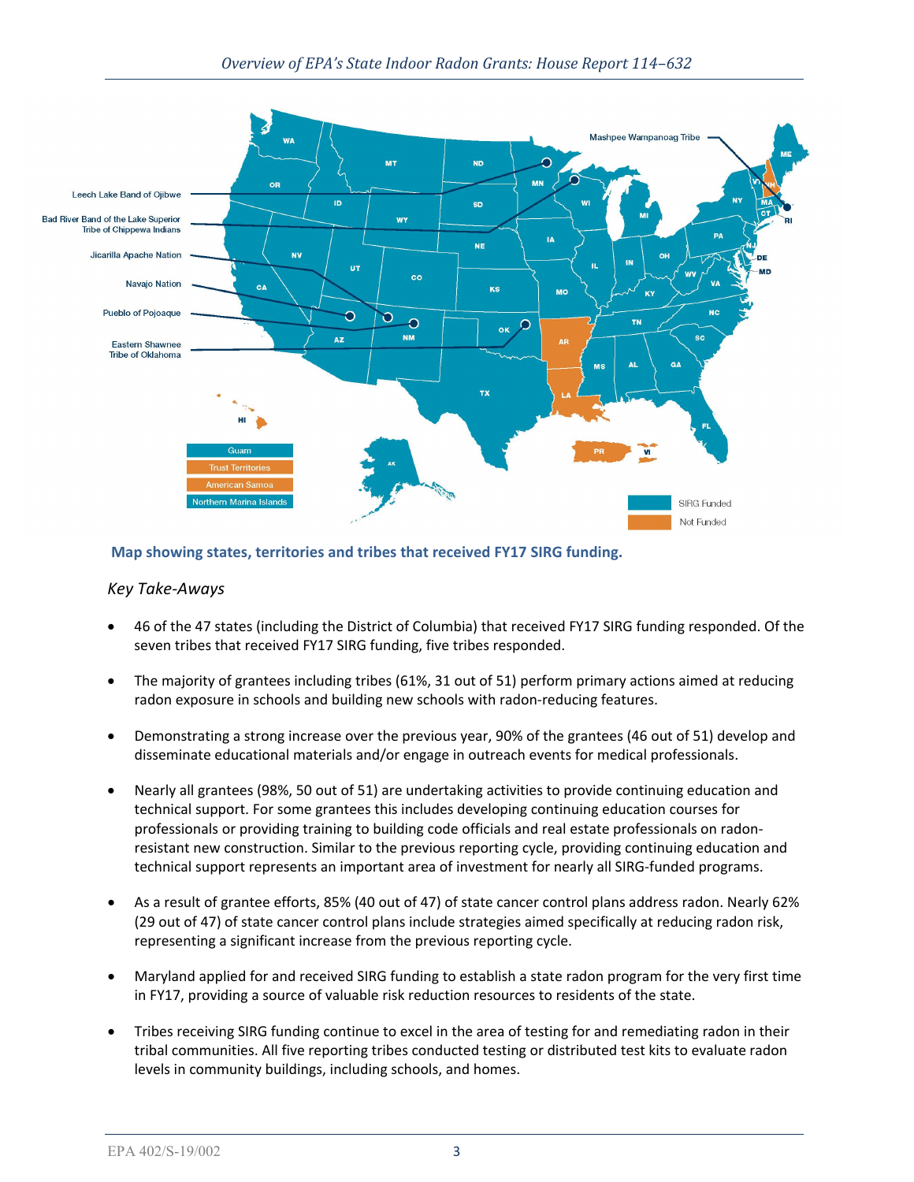Map showing states, territories and tribes that received FY17 SIRG funding.

*Key Take-Aways*

- 46 of the 47 states (including the District of Columbia) that received FY17 SIRG funding responded. Of the seven tribes that received FY17 SIRG funding, five tribes responded.
- The majority of grantees including tribes (61%, 31 out of 51) perform primary actions aimed at reducing radon exposure in schools and building new schools with radon-reducing features.
- Demonstrating a strong increase over the previous year, 90% of the grantees (46 out of 51) develop and disseminate educational materials and/or engage in outreach events for medical professionals.
- Nearly all grantees (98%, 50 out of 51) are undertaking activities to provide continuing education and technical support. For some grantees this includes developing continuing education courses for professionals or providing training to building code officials and real estate professionals on radon-resistant new construction. Similar to the previous reporting cycle, providing continuing education and technical support represents an important area of investment for nearly all SIRG-funded programs.
- As a result of grantee efforts, 85% (40 out of 47) of state cancer control plans address radon. Nearly 62% (29 out of 47) of state cancer control plans include strategies aimed specifically at reducing radon risk, representing a significant increase from the previous reporting cycle.
- Maryland applied for and received SIRG funding to establish a state radon program for the very first time in FY17, providing a source of valuable risk reduction resources to residents of the state.
- Tribes receiving SIRG funding continue to excel in the area of testing for and remediating radon in their tribal communities. All five reporting tribes conducted testing or distributed test kits to evaluate radon levels in community buildings, including schools, and homes.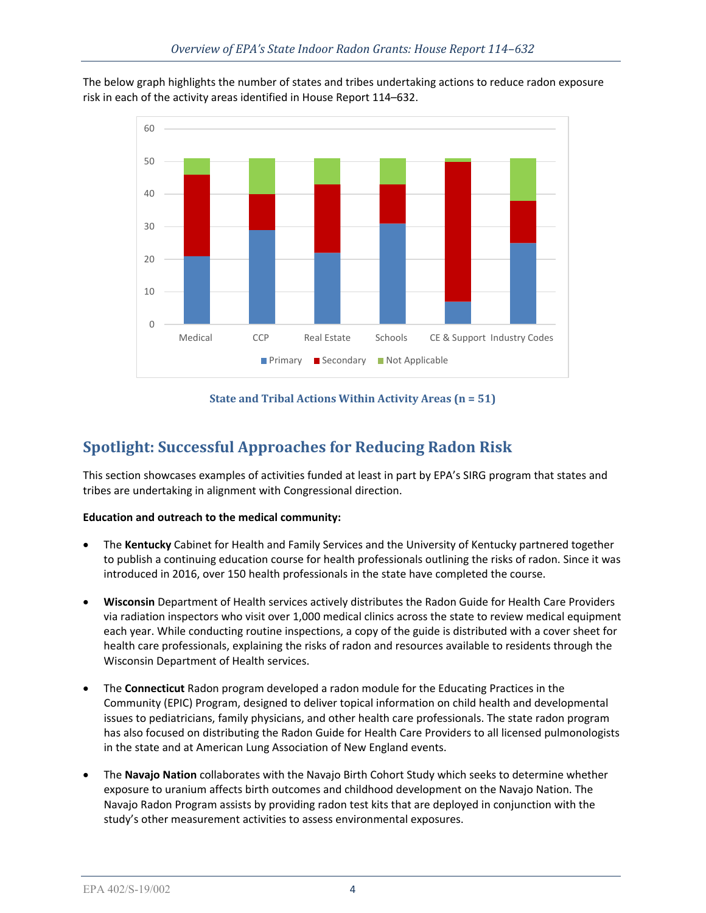The below graph highlights the number of states and tribes undertaking actions to reduce radon exposure risk in each of the activity areas identified in House Report 114–632.

**State and Tribal Actions Within Activity Areas (n = 51)**

## Spotlight: Successful Approaches for Reducing Radon Risk

This section showcases examples of activities funded at least in part by EPA's SIRG program that states and tribes are undertaking in alignment with Congressional direction.

**Education and outreach to the medical community:**

- The **Kentucky** Cabinet for Health and Family Services and the University of Kentucky partnered together to publish a continuing education course for health professionals outlining the risks of radon. Since it was introduced in 2016, over 150 health professionals in the state have completed the course.
- **Wisconsin** Department of Health services actively distributes the Radon Guide for Health Care Providers via radiation inspectors who visit over 1,000 medical clinics across the state to review medical equipment each year. While conducting routine inspections, a copy of the guide is distributed with a cover sheet for health care professionals, explaining the risks of radon and resources available to residents through the Wisconsin Department of Health services.
- The **Connecticut** Radon program developed a radon module for the Educating Practices in the Community (EPIC) Program, designed to deliver topical information on child health and developmental issues to pediatricians, family physicians, and other health care professionals. The state radon program has also focused on distributing the Radon Guide for Health Care Providers to all licensed pulmonologists in the state and at American Lung Association of New England events.
- The **Navajo Nation** collaborates with the Navajo Birth Cohort Study which seeks to determine whether exposure to uranium affects birth outcomes and childhood development on the Navajo Nation. The Navajo Radon Program assists by providing radon test kits that are deployed in conjunction with the study's other measurement activities to assess environmental exposures.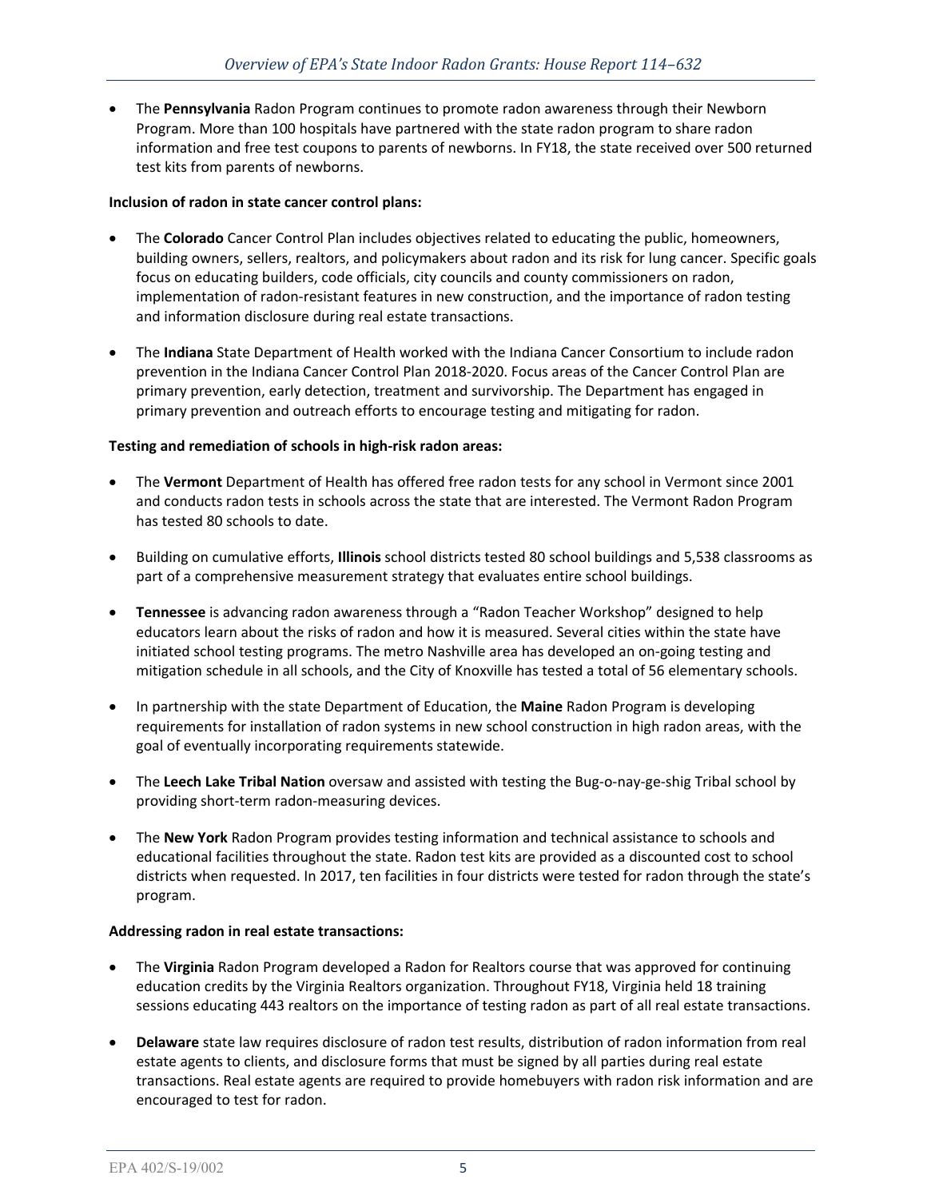- The **Pennsylvania** Radon Program continues to promote radon awareness through their Newborn Program. More than 100 hospitals have partnered with the state radon program to share radon information and free test coupons to parents of newborns. In FY18, the state received over 500 returned test kits from parents of newborns.

**Inclusion of radon in state cancer control plans:**

- The **Colorado** Cancer Control Plan includes objectives related to educating the public, homeowners, building owners, sellers, realtors, and policymakers about radon and its risk for lung cancer. Specific goals focus on educating builders, code officials, city councils and county commissioners on radon, implementation of radon-resistant features in new construction, and the importance of radon testing and information disclosure during real estate transactions.
- The **Indiana** State Department of Health worked with the Indiana Cancer Consortium to include radon prevention in the Indiana Cancer Control Plan 2018-2020. Focus areas of the Cancer Control Plan are primary prevention, early detection, treatment and survivorship. The Department has engaged in primary prevention and outreach efforts to encourage testing and mitigating for radon.

**Testing and remediation of schools in high-risk radon areas:**

- The **Vermont** Department of Health has offered free radon tests for any school in Vermont since 2001 and conducts radon tests in schools across the state that are interested. The Vermont Radon Program has tested 80 schools to date.
- Building on cumulative efforts, **Illinois** school districts tested 80 school buildings and 5,538 classrooms as part of a comprehensive measurement strategy that evaluates entire school buildings.
- **Tennessee** is advancing radon awareness through a "Radon Teacher Workshop" designed to help educators learn about the risks of radon and how it is measured. Several cities within the state have initiated school testing programs. The metro Nashville area has developed an on-going testing and mitigation schedule in all schools, and the City of Knoxville has tested a total of 56 elementary schools.
- In partnership with the state Department of Education, the **Maine** Radon Program is developing requirements for installation of radon systems in new school construction in high radon areas, with the goal of eventually incorporating requirements statewide.
- The **Leech Lake Tribal Nation** oversaw and assisted with testing the Bug-o-nay-ge-shig Tribal school by providing short-term radon-measuring devices.
- The **New York** Radon Program provides testing information and technical assistance to schools and educational facilities throughout the state. Radon test kits are provided as a discounted cost to school districts when requested. In 2017, ten facilities in four districts were tested for radon through the state's program.

**Addressing radon in real estate transactions:**

- The **Virginia** Radon Program developed a Radon for Realtors course that was approved for continuing education credits by the Virginia Realtors organization. Throughout FY18, Virginia held 18 training sessions educating 443 realtors on the importance of testing radon as part of all real estate transactions.
- **Delaware** state law requires disclosure of radon test results, distribution of radon information from real estate agents to clients, and disclosure forms that must be signed by all parties during real estate transactions. Real estate agents are required to provide homebuyers with radon risk information and are encouraged to test for radon.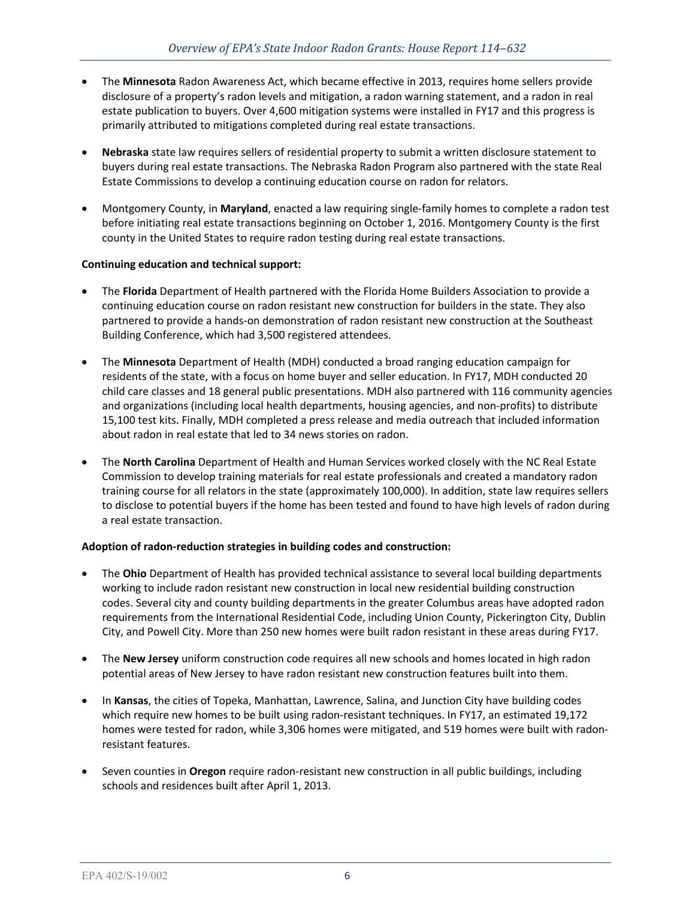- The **Minnesota** Radon Awareness Act, which became effective in 2013, requires home sellers provide disclosure of a property's radon levels and mitigation, a radon warning statement, and a radon in real estate publication to buyers. Over 4,600 mitigation systems were installed in FY17 and this progress is primarily attributed to mitigations completed during real estate transactions.

- **Nebraska** state law requires sellers of residential property to submit a written disclosure statement to buyers during real estate transactions. The Nebraska Radon Program also partnered with the state Real Estate Commissions to develop a continuing education course on radon for relators.

- Montgomery County, in **Maryland**, enacted a law requiring single-family homes to complete a radon test before initiating real estate transactions beginning on October 1, 2016. Montgomery County is the first county in the United States to require radon testing during real estate transactions.

**Continuing education and technical support:**

- The **Florida** Department of Health partnered with the Florida Home Builders Association to provide a continuing education course on radon resistant new construction for builders in the state. They also partnered to provide a hands-on demonstration of radon resistant new construction at the Southeast Building Conference, which had 3,500 registered attendees.

- The **Minnesota** Department of Health (MDH) conducted a broad ranging education campaign for residents of the state, with a focus on home buyer and seller education. In FY17, MDH conducted 20 child care classes and 18 general public presentations. MDH also partnered with 116 community agencies and organizations (including local health departments, housing agencies, and non-profits) to distribute 15,100 test kits. Finally, MDH completed a press release and media outreach that included information about radon in real estate that led to 34 news stories on radon.

- The **North Carolina** Department of Health and Human Services worked closely with the NC Real Estate Commission to develop training materials for real estate professionals and created a mandatory radon training course for all relators in the state (approximately 100,000). In addition, state law requires sellers to disclose to potential buyers if the home has been tested and found to have high levels of radon during a real estate transaction.

**Adoption of radon-reduction strategies in building codes and construction:**

- The **Ohio** Department of Health has provided technical assistance to several local building departments working to include radon resistant new construction in local new residential building construction codes. Several city and county building departments in the greater Columbus areas have adopted radon requirements from the International Residential Code, including Union County, Pickerington City, Dublin City, and Powell City. More than 250 new homes were built radon resistant in these areas during FY17.

- The **New Jersey** uniform construction code requires all new schools and homes located in high radon potential areas of New Jersey to have radon resistant new construction features built into them.

- In **Kansas**, the cities of Topeka, Manhattan, Lawrence, Salina, and Junction City have building codes which require new homes to be built using radon-resistant techniques. In FY17, an estimated 19,172 homes were tested for radon, while 3,306 homes were mitigated, and 519 homes were built with radon-resistant features.

- Seven counties in **Oregon** require radon-resistant new construction in all public buildings, including schools and residences built after April 1, 2013.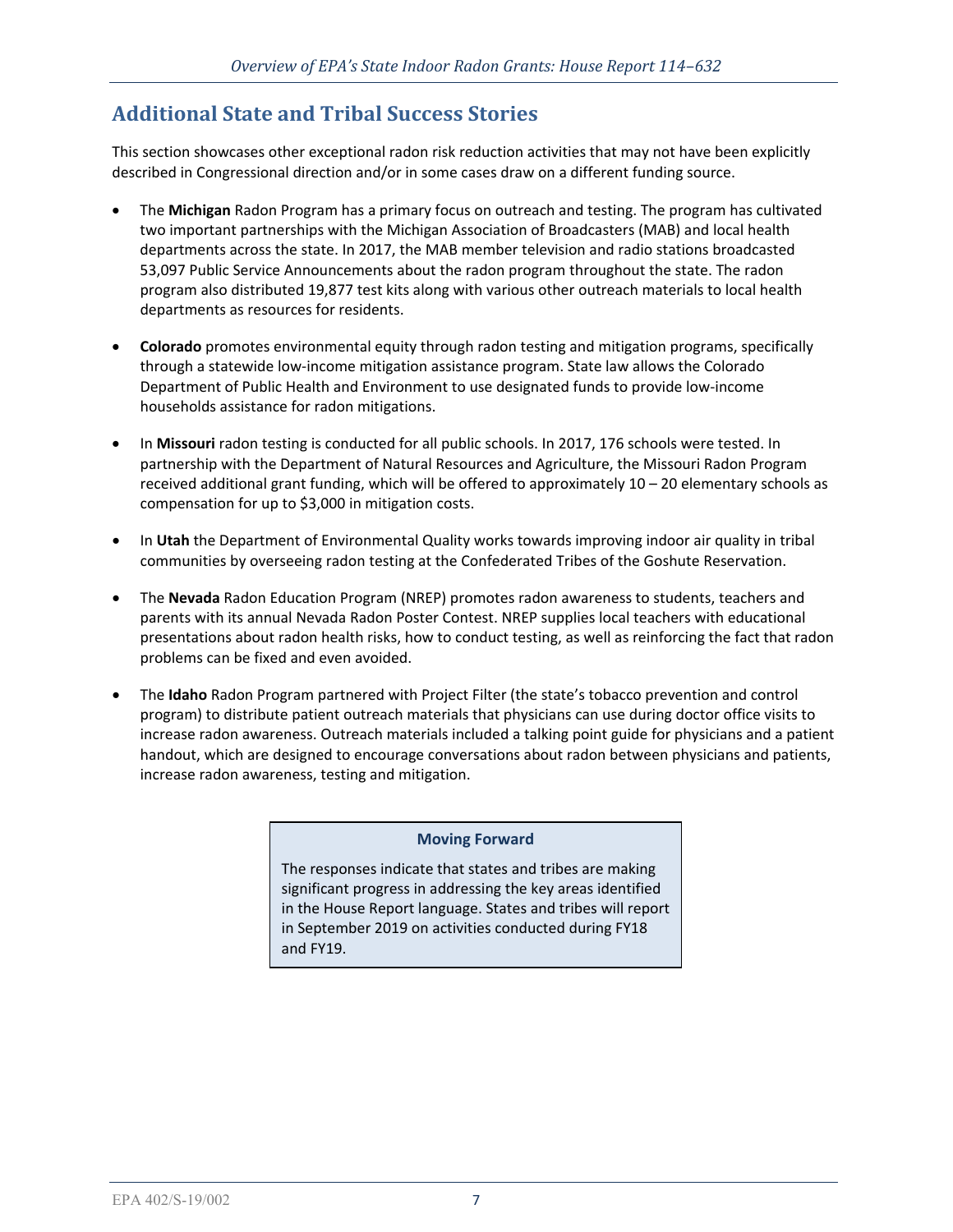## Additional State and Tribal Success Stories

This section showcases other exceptional radon risk reduction activities that may not have been explicitly described in Congressional direction and/or in some cases draw on a different funding source.

- The **Michigan** Radon Program has a primary focus on outreach and testing. The program has cultivated two important partnerships with the Michigan Association of Broadcasters (MAB) and local health departments across the state. In 2017, the MAB member television and radio stations broadcasted 53,097 Public Service Announcements about the radon program throughout the state. The radon program also distributed 19,877 test kits along with various other outreach materials to local health departments as resources for residents.
- **Colorado** promotes environmental equity through radon testing and mitigation programs, specifically through a statewide low-income mitigation assistance program. State law allows the Colorado Department of Public Health and Environment to use designated funds to provide low-income households assistance for radon mitigations.
- In **Missouri** radon testing is conducted for all public schools. In 2017, 176 schools were tested. In partnership with the Department of Natural Resources and Agriculture, the Missouri Radon Program received additional grant funding, which will be offered to approximately 10 – 20 elementary schools as compensation for up to $3,000 in mitigation costs.
- In **Utah** the Department of Environmental Quality works towards improving indoor air quality in tribal communities by overseeing radon testing at the Confederated Tribes of the Goshute Reservation.
- The **Nevada** Radon Education Program (NREP) promotes radon awareness to students, teachers and parents with its annual Nevada Radon Poster Contest. NREP supplies local teachers with educational presentations about radon health risks, how to conduct testing, as well as reinforcing the fact that radon problems can be fixed and even avoided.
- The **Idaho** Radon Program partnered with Project Filter (the state's tobacco prevention and control program) to distribute patient outreach materials that physicians can use during doctor office visits to increase radon awareness. Outreach materials included a talking point guide for physicians and a patient handout, which are designed to encourage conversations about radon between physicians and patients, increase radon awareness, testing and mitigation.

**Moving Forward**

The responses indicate that states and tribes are making significant progress in addressing the key areas identified in the House Report language. States and tribes will report in September 2019 on activities conducted during FY18 and FY19.